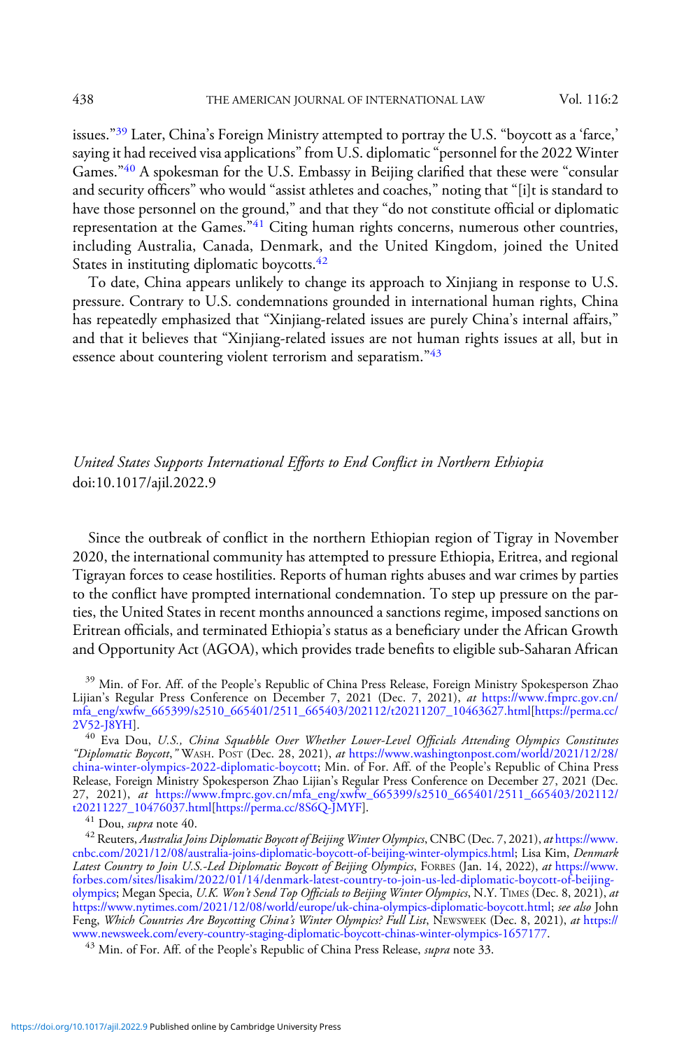issues."[39] Later, China's Foreign Ministry attempted to portray the U.S. "boycott as a 'farce,' saying it had received visa applications" from U.S. diplomatic "personnel for the 2022 Winter Games."[40] A spokesman for the U.S. Embassy in Beijing clarified that these were "consular and security officers" who would "assist athletes and coaches," noting that "[i]t is standard to have those personnel on the ground," and that they "do not constitute official or diplomatic representation at the Games."[41] Citing human rights concerns, numerous other countries, including Australia, Canada, Denmark, and the United Kingdom, joined the United States in instituting diplomatic boycotts.[42]

To date, China appears unlikely to change its approach to Xinjiang in response to U.S. pressure. Contrary to U.S. condemnations grounded in international human rights, China has repeatedly emphasized that "Xinjiang-related issues are purely China's internal affairs," and that it believes that "Xinjiang-related issues are not human rights issues at all, but in essence about countering violent terrorism and separatism."[43]

## *United States Supports International Efforts to End Conflict in Northern Ethiopia*

doi:10.1017/ajil.2022.9

Since the outbreak of conflict in the northern Ethiopian region of Tigray in November 2020, the international community has attempted to pressure Ethiopia, Eritrea, and regional Tigrayan forces to cease hostilities. Reports of human rights abuses and war crimes by parties to the conflict have prompted international condemnation. To step up pressure on the parties, the United States in recent months announced a sanctions regime, imposed sanctions on Eritrean officials, and terminated Ethiopia's status as a beneficiary under the African Growth and Opportunity Act (AGOA), which provides trade benefits to eligible sub-Saharan African

---

[39] Min. of For. Aff. of the People's Republic of China Press Release, Foreign Ministry Spokesperson Zhao Lijian's Regular Press Conference on December 7, 2021 (Dec. 7, 2021), *at* https://www.fmprc.gov.cn/mfa_eng/xwfw_665399/s2510_665401/2511_665403/202112/t20211207_10463627.html[https://perma.cc/2V52-J8YH].

[40] Eva Dou, *U.S., China Squabble Over Whether Lower-Level Officials Attending Olympics Constitutes "Diplomatic Boycott*,*"* WASH. POST (Dec. 28, 2021), *at* https://www.washingtonpost.com/world/2021/12/28/china-winter-olympics-2022-diplomatic-boycott; Min. of For. Aff. of the People's Republic of China Press Release, Foreign Ministry Spokesperson Zhao Lijian's Regular Press Conference on December 27, 2021 (Dec. 27, 2021), *at* https://www.fmprc.gov.cn/mfa_eng/xwfw_665399/s2510_665401/2511_665403/202112/t20211227_10476037.html[https://perma.cc/8S6Q-JMYF].

[41] Dou, *supra* note 40.

[42] Reuters, *Australia Joins Diplomatic Boycott of Beijing Winter Olympics*, CNBC (Dec. 7, 2021), *at* https://www.cnbc.com/2021/12/08/australia-joins-diplomatic-boycott-of-beijing-winter-olympics.html; Lisa Kim, *Denmark Latest Country to Join U.S.-Led Diplomatic Boycott of Beijing Olympics*, FORBES (Jan. 14, 2022), *at* https://www.forbes.com/sites/lisakim/2022/01/14/denmark-latest-country-to-join-us-led-diplomatic-boycott-of-beijing-olympics; Megan Specia, *U.K. Won't Send Top Officials to Beijing Winter Olympics*, N.Y. TIMES (Dec. 8, 2021), *at* https://www.nytimes.com/2021/12/08/world/europe/uk-china-olympics-diplomatic-boycott.html; *see also* John Feng, *Which Countries Are Boycotting China's Winter Olympics? Full List*, NEWSWEEK (Dec. 8, 2021), *at* https://www.newsweek.com/every-country-staging-diplomatic-boycott-chinas-winter-olympics-1657177.

[43] Min. of For. Aff. of the People's Republic of China Press Release, *supra* note 33.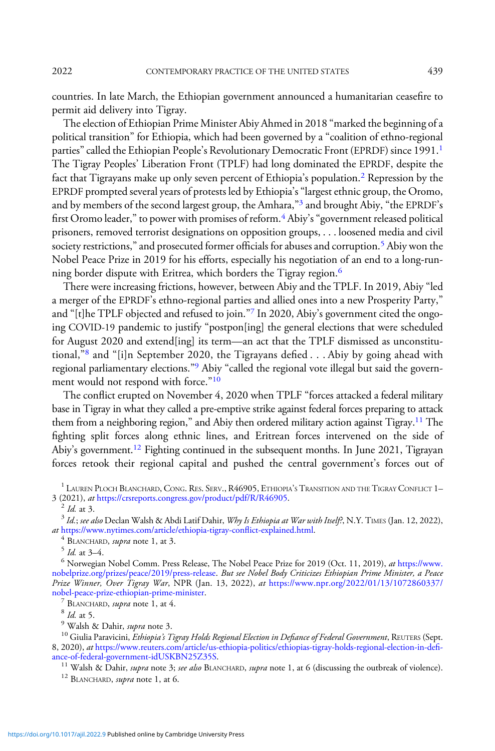countries. In late March, the Ethiopian government announced a humanitarian ceasefire to permit aid delivery into Tigray.

The election of Ethiopian Prime Minister Abiy Ahmed in 2018 "marked the beginning of a political transition" for Ethiopia, which had been governed by a "coalition of ethno-regional parties" called the Ethiopian People's Revolutionary Democratic Front (EPRDF) since 1991.[1] The Tigray Peoples' Liberation Front (TPLF) had long dominated the EPRDF, despite the fact that Tigrayans make up only seven percent of Ethiopia's population.[2] Repression by the EPRDF prompted several years of protests led by Ethiopia's "largest ethnic group, the Oromo, and by members of the second largest group, the Amhara,"[3] and brought Abiy, "the EPRDF's first Oromo leader," to power with promises of reform.[4] Abiy's "government released political prisoners, removed terrorist designations on opposition groups, . . . loosened media and civil society restrictions," and prosecuted former officials for abuses and corruption.[5] Abiy won the Nobel Peace Prize in 2019 for his efforts, especially his negotiation of an end to a long-running border dispute with Eritrea, which borders the Tigray region.[6]

There were increasing frictions, however, between Abiy and the TPLF. In 2019, Abiy "led a merger of the EPRDF's ethno-regional parties and allied ones into a new Prosperity Party," and "[t]he TPLF objected and refused to join."[7] In 2020, Abiy's government cited the ongoing COVID-19 pandemic to justify "postpon[ing] the general elections that were scheduled for August 2020 and extend[ing] its term—an act that the TPLF dismissed as unconstitutional,"[8] and "[i]n September 2020, the Tigrayans defied . . . Abiy by going ahead with regional parliamentary elections."[9] Abiy "called the regional vote illegal but said the government would not respond with force."[10]

The conflict erupted on November 4, 2020 when TPLF "forces attacked a federal military base in Tigray in what they called a pre-emptive strike against federal forces preparing to attack them from a neighboring region," and Abiy then ordered military action against Tigray.[11] The fighting split forces along ethnic lines, and Eritrean forces intervened on the side of Abiy's government.[12] Fighting continued in the subsequent months. In June 2021, Tigrayan forces retook their regional capital and pushed the central government's forces out of

[1] Lauren Ploch Blanchard, Cong. Res. Serv., R46905, Ethiopia's Transition and the Tigray Conflict 1–3 (2021), *at* https://crsreports.congress.gov/product/pdf/R/R46905.

[2] *Id.* at 3.

[3] *Id.*; *see also* Declan Walsh & Abdi Latif Dahir, *Why Is Ethiopia at War with Itself?*, N.Y. Times (Jan. 12, 2022), *at* https://www.nytimes.com/article/ethiopia-tigray-conflict-explained.html.

[4] Blanchard, *supra* note 1, at 3.

[5] *Id.* at 3–4.

[6] Norwegian Nobel Comm. Press Release, The Nobel Peace Prize for 2019 (Oct. 11, 2019), *at* https://www.nobelprize.org/prizes/peace/2019/press-release. *But see Nobel Body Criticizes Ethiopian Prime Minister, a Peace Prize Winner, Over Tigray War*, NPR (Jan. 13, 2022), *at* https://www.npr.org/2022/01/13/1072860337/nobel-peace-prize-ethiopian-prime-minister.

[7] Blanchard, *supra* note 1, at 4.

[8] *Id.* at 5.

[9] Walsh & Dahir, *supra* note 3.

[10] Giulia Paravicini, *Ethiopia's Tigray Holds Regional Election in Defiance of Federal Government*, Reuters (Sept. 8, 2020), *at* https://www.reuters.com/article/us-ethiopia-politics/ethiopias-tigray-holds-regional-election-in-defiance-of-federal-government-idUSKBN25Z35S.

[11] Walsh & Dahir, *supra* note 3; *see also* Blanchard, *supra* note 1, at 6 (discussing the outbreak of violence).

[12] Blanchard, *supra* note 1, at 6.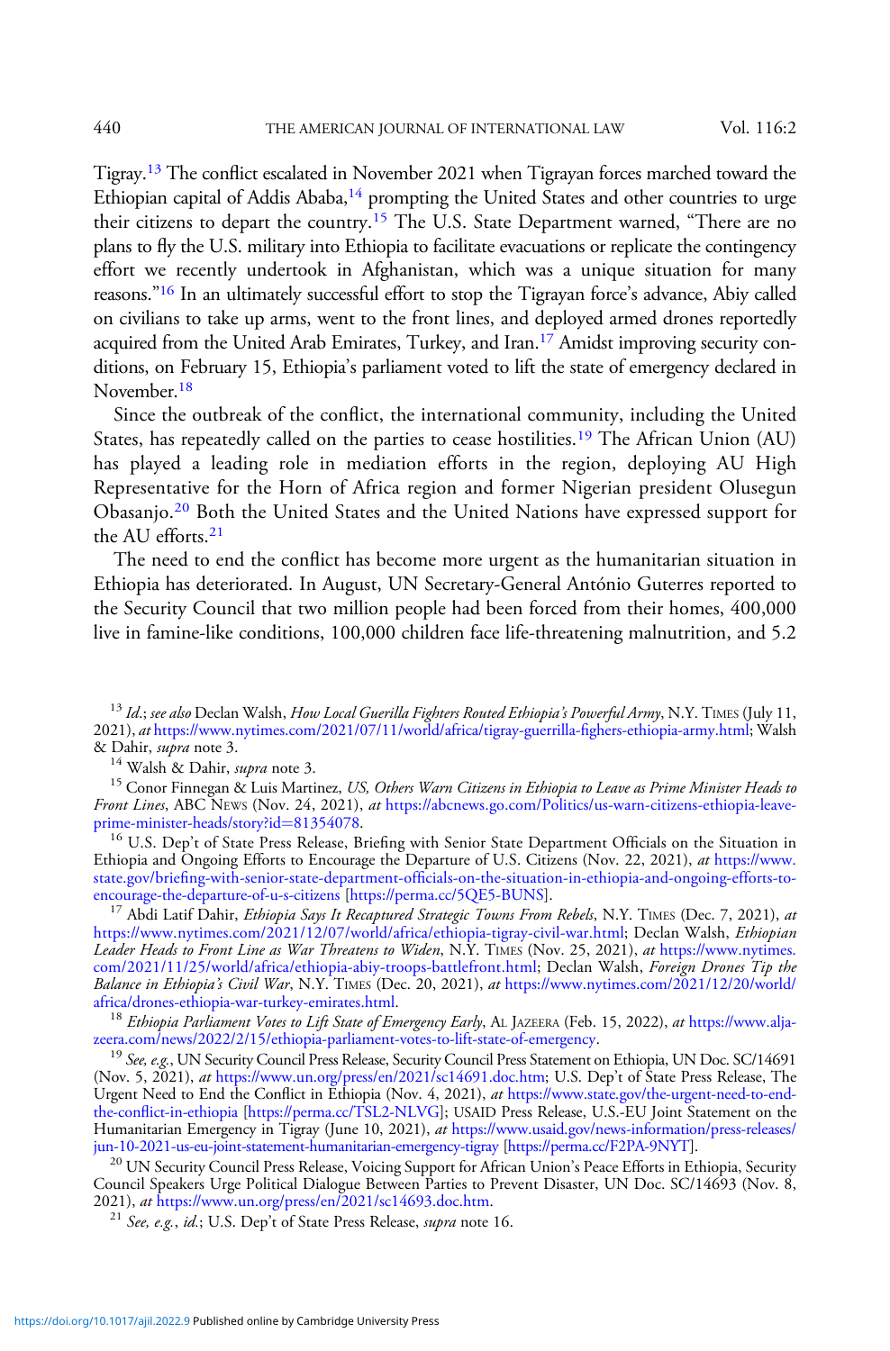Tigray.[13] The conflict escalated in November 2021 when Tigrayan forces marched toward the Ethiopian capital of Addis Ababa,[14] prompting the United States and other countries to urge their citizens to depart the country.[15] The U.S. State Department warned, "There are no plans to fly the U.S. military into Ethiopia to facilitate evacuations or replicate the contingency effort we recently undertook in Afghanistan, which was a unique situation for many reasons."[16] In an ultimately successful effort to stop the Tigrayan force's advance, Abiy called on civilians to take up arms, went to the front lines, and deployed armed drones reportedly acquired from the United Arab Emirates, Turkey, and Iran.[17] Amidst improving security conditions, on February 15, Ethiopia's parliament voted to lift the state of emergency declared in November.[18]

Since the outbreak of the conflict, the international community, including the United States, has repeatedly called on the parties to cease hostilities.[19] The African Union (AU) has played a leading role in mediation efforts in the region, deploying AU High Representative for the Horn of Africa region and former Nigerian president Olusegun Obasanjo.[20] Both the United States and the United Nations have expressed support for the AU efforts.[21]

The need to end the conflict has become more urgent as the humanitarian situation in Ethiopia has deteriorated. In August, UN Secretary-General António Guterres reported to the Security Council that two million people had been forced from their homes, 400,000 live in famine-like conditions, 100,000 children face life-threatening malnutrition, and 5.2

---

[13] *Id.*; *see also* Declan Walsh, *How Local Guerilla Fighters Routed Ethiopia's Powerful Army*, N.Y. Times (July 11, 2021), *at* https://www.nytimes.com/2021/07/11/world/africa/tigray-guerrilla-fighers-ethiopia-army.html; Walsh & Dahir, *supra* note 3.

[14] Walsh & Dahir, *supra* note 3.

[15] Conor Finnegan & Luis Martinez, *US, Others Warn Citizens in Ethiopia to Leave as Prime Minister Heads to Front Lines*, ABC News (Nov. 24, 2021), *at* https://abcnews.go.com/Politics/us-warn-citizens-ethiopia-leave-prime-minister-heads/story?id=81354078.

[16] U.S. Dep't of State Press Release, Briefing with Senior State Department Officials on the Situation in Ethiopia and Ongoing Efforts to Encourage the Departure of U.S. Citizens (Nov. 22, 2021), *at* https://www.state.gov/briefing-with-senior-state-department-officials-on-the-situation-in-ethiopia-and-ongoing-efforts-to-encourage-the-departure-of-u-s-citizens [https://perma.cc/5QE5-BUNS].

[17] Abdi Latif Dahir, *Ethiopia Says It Recaptured Strategic Towns From Rebels*, N.Y. Times (Dec. 7, 2021), *at* https://www.nytimes.com/2021/12/07/world/africa/ethiopia-tigray-civil-war.html; Declan Walsh, *Ethiopian Leader Heads to Front Line as War Threatens to Widen*, N.Y. Times (Nov. 25, 2021), *at* https://www.nytimes.com/2021/11/25/world/africa/ethiopia-abiy-troops-battlefront.html; Declan Walsh, *Foreign Drones Tip the Balance in Ethiopia's Civil War*, N.Y. Times (Dec. 20, 2021), *at* https://www.nytimes.com/2021/12/20/world/africa/drones-ethiopia-war-turkey-emirates.html.

[18] *Ethiopia Parliament Votes to Lift State of Emergency Early*, Al Jazeera (Feb. 15, 2022), *at* https://www.aljazeera.com/news/2022/2/15/ethiopia-parliament-votes-to-lift-state-of-emergency.

[19] *See, e.g.*, UN Security Council Press Release, Security Council Press Statement on Ethiopia, UN Doc. SC/14691 (Nov. 5, 2021), *at* https://www.un.org/press/en/2021/sc14691.doc.htm; U.S. Dep't of State Press Release, The Urgent Need to End the Conflict in Ethiopia (Nov. 4, 2021), *at* https://www.state.gov/the-urgent-need-to-end-the-conflict-in-ethiopia [https://perma.cc/TSL2-NLVG]; USAID Press Release, U.S.-EU Joint Statement on the Humanitarian Emergency in Tigray (June 10, 2021), *at* https://www.usaid.gov/news-information/press-releases/jun-10-2021-us-eu-joint-statement-humanitarian-emergency-tigray [https://perma.cc/F2PA-9NYT].

[20] UN Security Council Press Release, Voicing Support for African Union's Peace Efforts in Ethiopia, Security Council Speakers Urge Political Dialogue Between Parties to Prevent Disaster, UN Doc. SC/14693 (Nov. 8, 2021), *at* https://www.un.org/press/en/2021/sc14693.doc.htm.

[21] *See, e.g.*, *id.*; U.S. Dep't of State Press Release, *supra* note 16.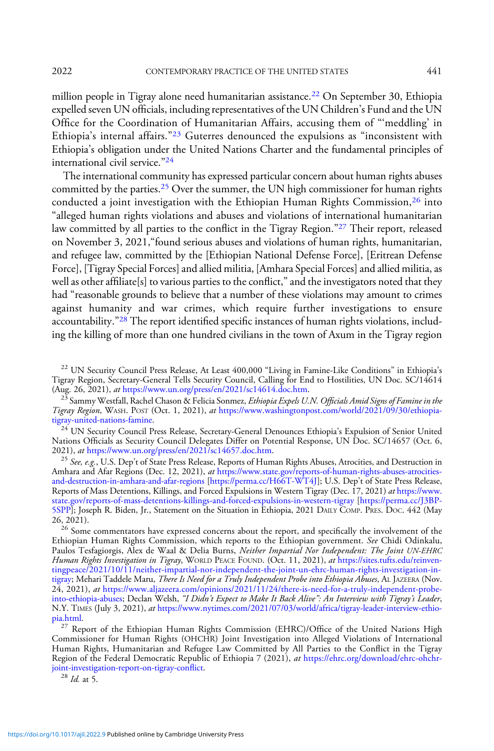million people in Tigray alone need humanitarian assistance.[22] On September 30, Ethiopia expelled seven UN officials, including representatives of the UN Children's Fund and the UN Office for the Coordination of Humanitarian Affairs, accusing them of "'meddling' in Ethiopia's internal affairs."[23] Guterres denounced the expulsions as "inconsistent with Ethiopia's obligation under the United Nations Charter and the fundamental principles of international civil service."[24]

The international community has expressed particular concern about human rights abuses committed by the parties.[25] Over the summer, the UN high commissioner for human rights conducted a joint investigation with the Ethiopian Human Rights Commission,[26] into "alleged human rights violations and abuses and violations of international humanitarian law committed by all parties to the conflict in the Tigray Region."[27] Their report, released on November 3, 2021,"found serious abuses and violations of human rights, humanitarian, and refugee law, committed by the [Ethiopian National Defense Force], [Eritrean Defense Force], [Tigray Special Forces] and allied militia, [Amhara Special Forces] and allied militia, as well as other affiliate[s] to various parties to the conflict," and the investigators noted that they had "reasonable grounds to believe that a number of these violations may amount to crimes against humanity and war crimes, which require further investigations to ensure accountability."[28] The report identified specific instances of human rights violations, including the killing of more than one hundred civilians in the town of Axum in the Tigray region

[22] UN Security Council Press Release, At Least 400,000 "Living in Famine-Like Conditions" in Ethiopia's Tigray Region, Secretary-General Tells Security Council, Calling for End to Hostilities, UN Doc. SC/14614 (Aug. 26, 2021), *at* https://www.un.org/press/en/2021/sc14614.doc.htm.

[23] Sammy Westfall, Rachel Chason & Felicia Sonmez, *Ethiopia Expels U.N. Officials Amid Signs of Famine in the Tigray Region*, WASH. POST (Oct. 1, 2021), *at* https://www.washingtonpost.com/world/2021/09/30/ethiopia-tigray-united-nations-famine.

[24] UN Security Council Press Release, Secretary-General Denounces Ethiopia's Expulsion of Senior United Nations Officials as Security Council Delegates Differ on Potential Response, UN Doc. SC/14657 (Oct. 6, 2021), *at* https://www.un.org/press/en/2021/sc14657.doc.htm.

[25] *See, e.g.*, U.S. Dep't of State Press Release, Reports of Human Rights Abuses, Atrocities, and Destruction in Amhara and Afar Regions (Dec. 12, 2021), *at* https://www.state.gov/reports-of-human-rights-abuses-atrocities-and-destruction-in-amhara-and-afar-regions [https://perma.cc/H66T-WT4J]; U.S. Dep't of State Press Release, Reports of Mass Detentions, Killings, and Forced Expulsions in Western Tigray (Dec. 17, 2021) *at* https://www.state.gov/reports-of-mass-detentions-killings-and-forced-expulsions-in-western-tigray [https://perma.cc/J3BP-5SPP]; Joseph R. Biden, Jr., Statement on the Situation in Ethiopia, 2021 DAILY COMP. PRES. DOC. 442 (May 26, 2021).

[26] Some commentators have expressed concerns about the report, and specifically the involvement of the Ethiopian Human Rights Commission, which reports to the Ethiopian government. *See* Chidi Odinkalu, Paulos Tesfagiorgis, Alex de Waal & Delia Burns, *Neither Impartial Nor Independent: The Joint UN-EHRC Human Rights Investigation in Tigray*, WORLD PEACE FOUND. (Oct. 11, 2021), *at* https://sites.tufts.edu/reinventingpeace/2021/10/11/neither-impartial-nor-independent-the-joint-un-ehrc-human-rights-investigation-in-tigray; Mehari Taddele Maru, *There Is Need for a Truly Independent Probe into Ethiopia Abuses*, AL JAZEERA (Nov. 24, 2021), *at* https://www.aljazeera.com/opinions/2021/11/24/there-is-need-for-a-truly-independent-probe-into-ethiopia-abuses; Declan Welsh, *"I Didn't Expect to Make It Back Alive": An Interview with Tigray's Leader*, N.Y. TIMES (July 3, 2021), *at* https://www.nytimes.com/2021/07/03/world/africa/tigray-leader-interview-ethiopia.html.

[27] Report of the Ethiopian Human Rights Commission (EHRC)/Office of the United Nations High Commissioner for Human Rights (OHCHR) Joint Investigation into Alleged Violations of International Human Rights, Humanitarian and Refugee Law Committed by All Parties to the Conflict in the Tigray Region of the Federal Democratic Republic of Ethiopia 7 (2021), *at* https://ehrc.org/download/ehrc-ohchr-joint-investigation-report-on-tigray-conflict.

[28] *Id.* at 5.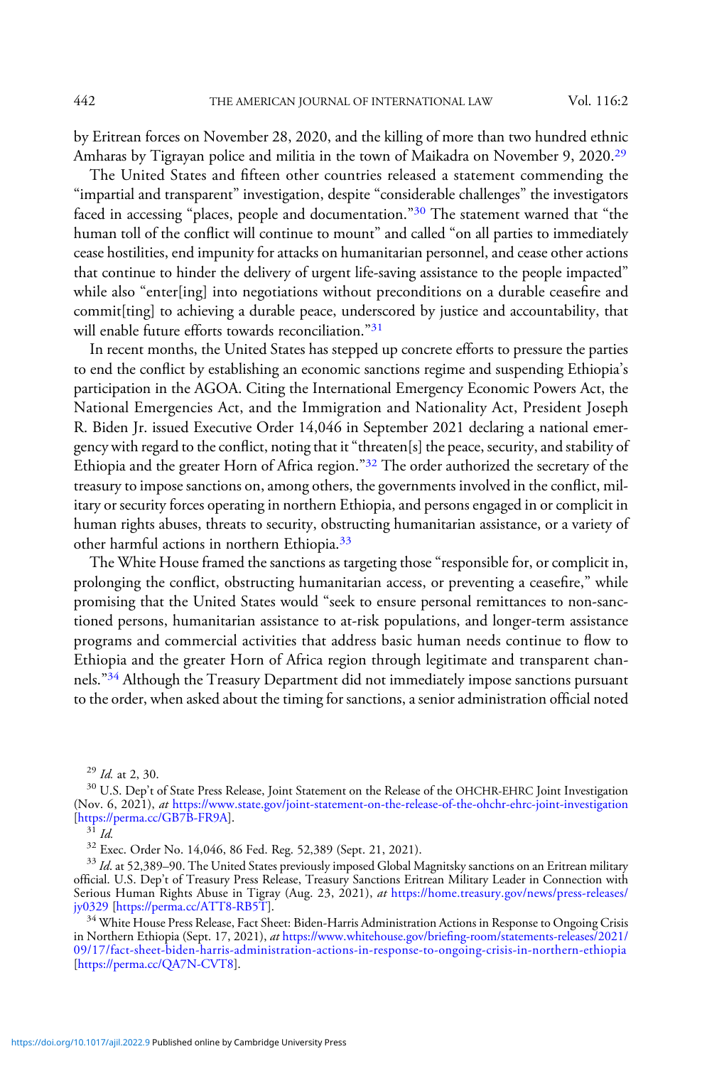by Eritrean forces on November 28, 2020, and the killing of more than two hundred ethnic Amharas by Tigrayan police and militia in the town of Maikadra on November 9, 2020.[29]

The United States and fifteen other countries released a statement commending the "impartial and transparent" investigation, despite "considerable challenges" the investigators faced in accessing "places, people and documentation."[30] The statement warned that "the human toll of the conflict will continue to mount" and called "on all parties to immediately cease hostilities, end impunity for attacks on humanitarian personnel, and cease other actions that continue to hinder the delivery of urgent life-saving assistance to the people impacted" while also "enter[ing] into negotiations without preconditions on a durable ceasefire and commit[ting] to achieving a durable peace, underscored by justice and accountability, that will enable future efforts towards reconciliation."[31]

In recent months, the United States has stepped up concrete efforts to pressure the parties to end the conflict by establishing an economic sanctions regime and suspending Ethiopia's participation in the AGOA. Citing the International Emergency Economic Powers Act, the National Emergencies Act, and the Immigration and Nationality Act, President Joseph R. Biden Jr. issued Executive Order 14,046 in September 2021 declaring a national emergency with regard to the conflict, noting that it "threaten[s] the peace, security, and stability of Ethiopia and the greater Horn of Africa region."[32] The order authorized the secretary of the treasury to impose sanctions on, among others, the governments involved in the conflict, military or security forces operating in northern Ethiopia, and persons engaged in or complicit in human rights abuses, threats to security, obstructing humanitarian assistance, or a variety of other harmful actions in northern Ethiopia.[33]

The White House framed the sanctions as targeting those "responsible for, or complicit in, prolonging the conflict, obstructing humanitarian access, or preventing a ceasefire," while promising that the United States would "seek to ensure personal remittances to non-sanctioned persons, humanitarian assistance to at-risk populations, and longer-term assistance programs and commercial activities that address basic human needs continue to flow to Ethiopia and the greater Horn of Africa region through legitimate and transparent channels."[34] Although the Treasury Department did not immediately impose sanctions pursuant to the order, when asked about the timing for sanctions, a senior administration official noted

---

[29] *Id.* at 2, 30.

[30] U.S. Dep't of State Press Release, Joint Statement on the Release of the OHCHR-EHRC Joint Investigation (Nov. 6, 2021), *at* https://www.state.gov/joint-statement-on-the-release-of-the-ohchr-ehrc-joint-investigation [https://perma.cc/GB7B-FR9A].

[31] *Id.*

[32] Exec. Order No. 14,046, 86 Fed. Reg. 52,389 (Sept. 21, 2021).

[33] *Id.* at 52,389–90. The United States previously imposed Global Magnitsky sanctions on an Eritrean military official. U.S. Dep't of Treasury Press Release, Treasury Sanctions Eritrean Military Leader in Connection with Serious Human Rights Abuse in Tigray (Aug. 23, 2021), *at* https://home.treasury.gov/news/press-releases/jy0329 [https://perma.cc/ATT8-RB5T].

[34] White House Press Release, Fact Sheet: Biden-Harris Administration Actions in Response to Ongoing Crisis in Northern Ethiopia (Sept. 17, 2021), *at* https://www.whitehouse.gov/briefing-room/statements-releases/2021/09/17/fact-sheet-biden-harris-administration-actions-in-response-to-ongoing-crisis-in-northern-ethiopia [https://perma.cc/QA7N-CVT8].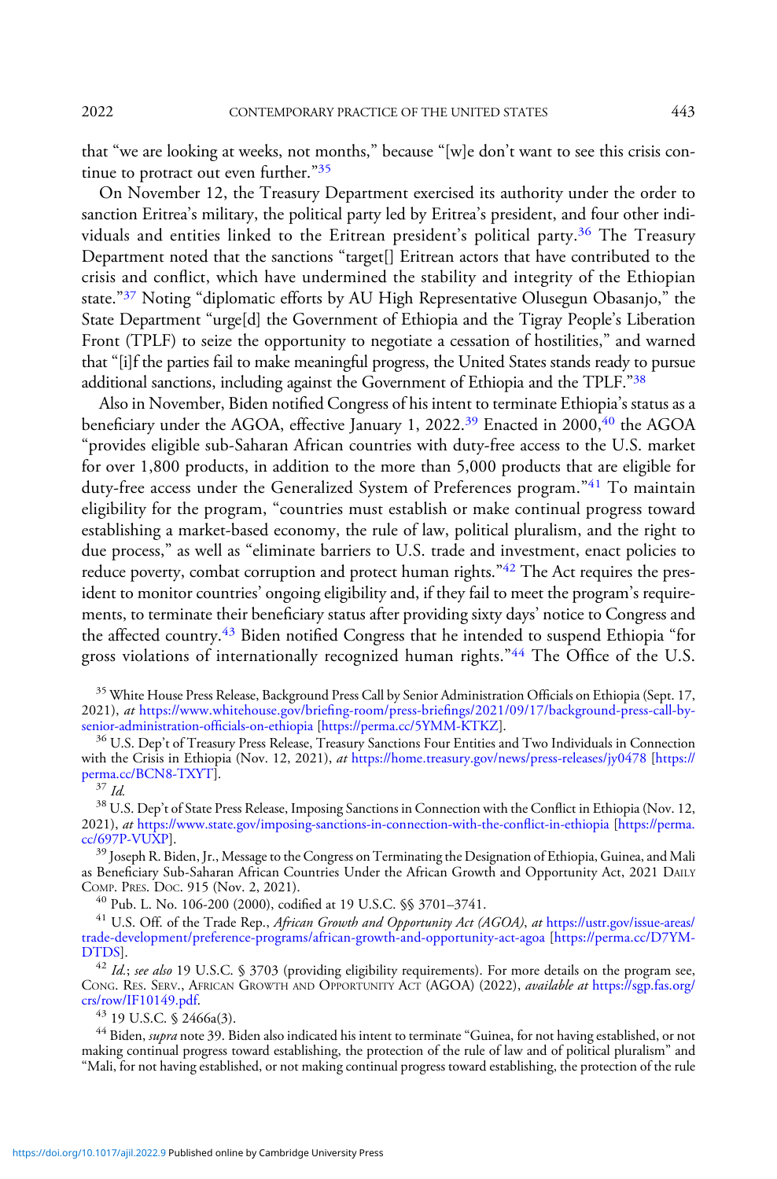that "we are looking at weeks, not months," because "[w]e don't want to see this crisis continue to protract out even further."[35]

On November 12, the Treasury Department exercised its authority under the order to sanction Eritrea's military, the political party led by Eritrea's president, and four other individuals and entities linked to the Eritrean president's political party.[36] The Treasury Department noted that the sanctions "target[] Eritrean actors that have contributed to the crisis and conflict, which have undermined the stability and integrity of the Ethiopian state."[37] Noting "diplomatic efforts by AU High Representative Olusegun Obasanjo," the State Department "urge[d] the Government of Ethiopia and the Tigray People's Liberation Front (TPLF) to seize the opportunity to negotiate a cessation of hostilities," and warned that "[i]f the parties fail to make meaningful progress, the United States stands ready to pursue additional sanctions, including against the Government of Ethiopia and the TPLF."[38]

Also in November, Biden notified Congress of his intent to terminate Ethiopia's status as a beneficiary under the AGOA, effective January 1, 2022.[39] Enacted in 2000,[40] the AGOA "provides eligible sub-Saharan African countries with duty-free access to the U.S. market for over 1,800 products, in addition to the more than 5,000 products that are eligible for duty-free access under the Generalized System of Preferences program."[41] To maintain eligibility for the program, "countries must establish or make continual progress toward establishing a market-based economy, the rule of law, political pluralism, and the right to due process," as well as "eliminate barriers to U.S. trade and investment, enact policies to reduce poverty, combat corruption and protect human rights."[42] The Act requires the president to monitor countries' ongoing eligibility and, if they fail to meet the program's requirements, to terminate their beneficiary status after providing sixty days' notice to Congress and the affected country.[43] Biden notified Congress that he intended to suspend Ethiopia "for gross violations of internationally recognized human rights."[44] The Office of the U.S.

[35] White House Press Release, Background Press Call by Senior Administration Officials on Ethiopia (Sept. 17, 2021), *at* https://www.whitehouse.gov/briefing-room/press-briefings/2021/09/17/background-press-call-by-senior-administration-officials-on-ethiopia [https://perma.cc/5YMM-KTKZ].

[36] U.S. Dep't of Treasury Press Release, Treasury Sanctions Four Entities and Two Individuals in Connection with the Crisis in Ethiopia (Nov. 12, 2021), *at* https://home.treasury.gov/news/press-releases/jy0478 [https://perma.cc/BCN8-TXYT].

[37] *Id.*

[38] U.S. Dep't of State Press Release, Imposing Sanctions in Connection with the Conflict in Ethiopia (Nov. 12, 2021), *at* https://www.state.gov/imposing-sanctions-in-connection-with-the-conflict-in-ethiopia [https://perma.cc/697P-VUXP].

[39] Joseph R. Biden, Jr., Message to the Congress on Terminating the Designation of Ethiopia, Guinea, and Mali as Beneficiary Sub-Saharan African Countries Under the African Growth and Opportunity Act, 2021 Daily Comp. Pres. Doc. 915 (Nov. 2, 2021).

[40] Pub. L. No. 106-200 (2000), codified at 19 U.S.C. §§ 3701–3741.

[41] U.S. Off. of the Trade Rep., *African Growth and Opportunity Act (AGOA)*, *at* https://ustr.gov/issue-areas/trade-development/preference-programs/african-growth-and-opportunity-act-agoa [https://perma.cc/D7YM-DTDS].

[42] *Id.*; *see also* 19 U.S.C. § 3703 (providing eligibility requirements). For more details on the program see, Cong. Res. Serv., African Growth and Opportunity Act (AGOA) (2022), *available at* https://sgp.fas.org/crs/row/IF10149.pdf.

[43] 19 U.S.C. § 2466a(3).

[44] Biden, *supra* note 39. Biden also indicated his intent to terminate "Guinea, for not having established, or not making continual progress toward establishing, the protection of the rule of law and of political pluralism" and "Mali, for not having established, or not making continual progress toward establishing, the protection of the rule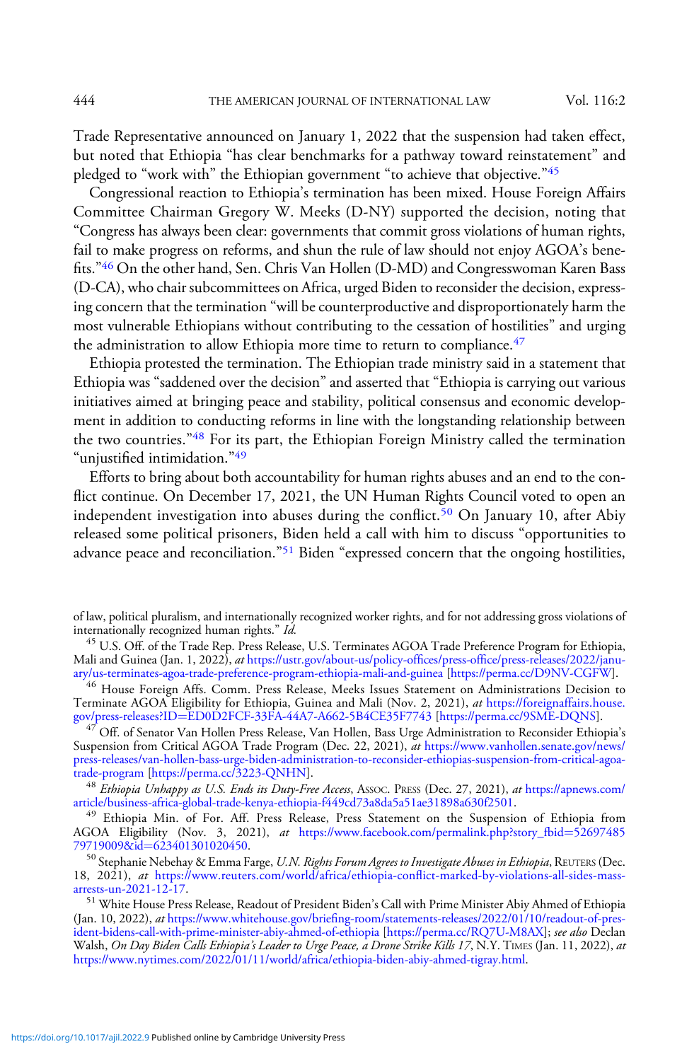Trade Representative announced on January 1, 2022 that the suspension had taken effect, but noted that Ethiopia "has clear benchmarks for a pathway toward reinstatement" and pledged to "work with" the Ethiopian government "to achieve that objective."[45]

Congressional reaction to Ethiopia's termination has been mixed. House Foreign Affairs Committee Chairman Gregory W. Meeks (D-NY) supported the decision, noting that "Congress has always been clear: governments that commit gross violations of human rights, fail to make progress on reforms, and shun the rule of law should not enjoy AGOA's benefits."[46] On the other hand, Sen. Chris Van Hollen (D-MD) and Congresswoman Karen Bass (D-CA), who chair subcommittees on Africa, urged Biden to reconsider the decision, expressing concern that the termination "will be counterproductive and disproportionately harm the most vulnerable Ethiopians without contributing to the cessation of hostilities" and urging the administration to allow Ethiopia more time to return to compliance.[47]

Ethiopia protested the termination. The Ethiopian trade ministry said in a statement that Ethiopia was "saddened over the decision" and asserted that "Ethiopia is carrying out various initiatives aimed at bringing peace and stability, political consensus and economic development in addition to conducting reforms in line with the longstanding relationship between the two countries."[48] For its part, the Ethiopian Foreign Ministry called the termination "unjustified intimidation."[49]

Efforts to bring about both accountability for human rights abuses and an end to the conflict continue. On December 17, 2021, the UN Human Rights Council voted to open an independent investigation into abuses during the conflict.[50] On January 10, after Abiy released some political prisoners, Biden held a call with him to discuss "opportunities to advance peace and reconciliation."[51] Biden "expressed concern that the ongoing hostilities,

---

of law, political pluralism, and internationally recognized worker rights, and for not addressing gross violations of internationally recognized human rights." *Id.*

[45] U.S. Off. of the Trade Rep. Press Release, U.S. Terminates AGOA Trade Preference Program for Ethiopia, Mali and Guinea (Jan. 1, 2022), *at* https://ustr.gov/about-us/policy-offices/press-office/press-releases/2022/january/us-terminates-agoa-trade-preference-program-ethiopia-mali-and-guinea [https://perma.cc/D9NV-CGFW].

[46] House Foreign Affs. Comm. Press Release, Meeks Issues Statement on Administrations Decision to Terminate AGOA Eligibility for Ethiopia, Guinea and Mali (Nov. 2, 2021), *at* https://foreignaffairs.house.gov/press-releases?ID=ED0D2FCF-33FA-44A7-A662-5B4CE35F7743 [https://perma.cc/9SME-DQNS].

[47] Off. of Senator Van Hollen Press Release, Van Hollen, Bass Urge Administration to Reconsider Ethiopia's Suspension from Critical AGOA Trade Program (Dec. 22, 2021), *at* https://www.vanhollen.senate.gov/news/press-releases/van-hollen-bass-urge-biden-administration-to-reconsider-ethiopias-suspension-from-critical-agoa-trade-program [https://perma.cc/3223-QNHN].

[48] *Ethiopia Unhappy as U.S. Ends its Duty-Free Access*, Assoc. Press (Dec. 27, 2021), *at* https://apnews.com/article/business-africa-global-trade-kenya-ethiopia-f449cd73a8da5a51ae31898a630f2501.

[49] Ethiopia Min. of For. Aff. Press Release, Press Statement on the Suspension of Ethiopia from AGOA Eligibility (Nov. 3, 2021), *at* https://www.facebook.com/permalink.php?story_fbid=5269748579719009&id=623401301020450.

[50] Stephanie Nebehay & Emma Farge, *U.N. Rights Forum Agrees to Investigate Abuses in Ethiopia*, Reuters (Dec. 18, 2021), *at* https://www.reuters.com/world/africa/ethiopia-conflict-marked-by-violations-all-sides-mass-arrests-un-2021-12-17.

[51] White House Press Release, Readout of President Biden's Call with Prime Minister Abiy Ahmed of Ethiopia (Jan. 10, 2022), *at* https://www.whitehouse.gov/briefing-room/statements-releases/2022/01/10/readout-of-president-bidens-call-with-prime-minister-abiy-ahmed-of-ethiopia [https://perma.cc/RQ7U-M8AX]; *see also* Declan Walsh, *On Day Biden Calls Ethiopia's Leader to Urge Peace, a Drone Strike Kills 17*, N.Y. Times (Jan. 11, 2022), *at* https://www.nytimes.com/2022/01/11/world/africa/ethiopia-biden-abiy-ahmed-tigray.html.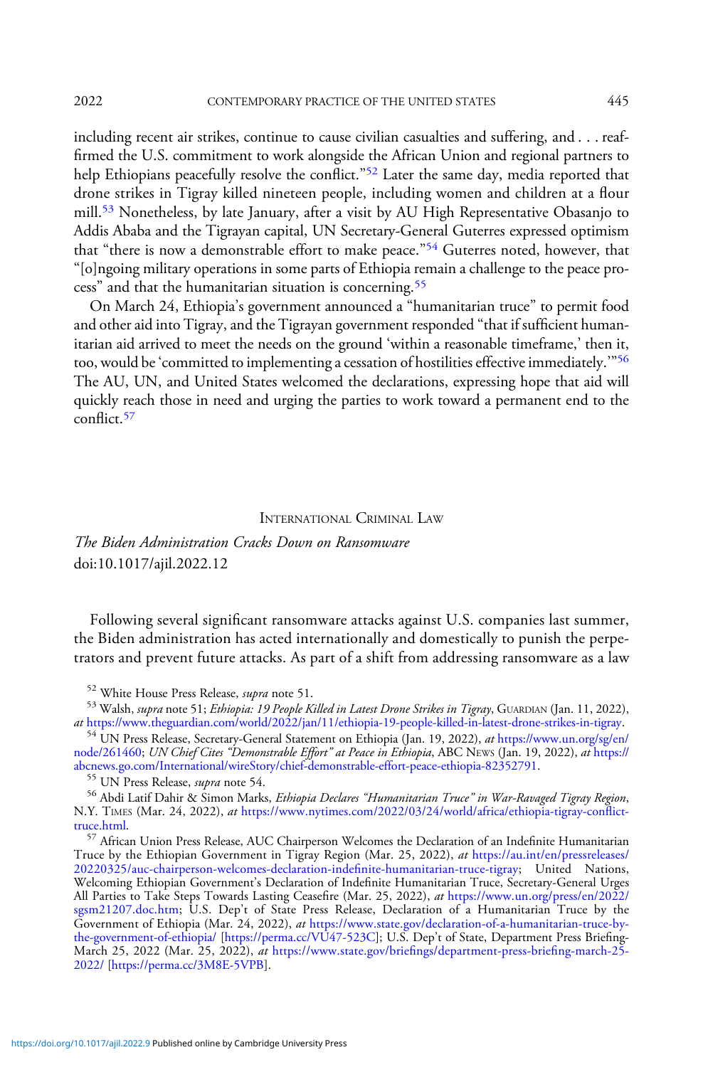including recent air strikes, continue to cause civilian casualties and suffering, and . . . reaffirmed the U.S. commitment to work alongside the African Union and regional partners to help Ethiopians peacefully resolve the conflict."[52] Later the same day, media reported that drone strikes in Tigray killed nineteen people, including women and children at a flour mill.[53] Nonetheless, by late January, after a visit by AU High Representative Obasanjo to Addis Ababa and the Tigrayan capital, UN Secretary-General Guterres expressed optimism that "there is now a demonstrable effort to make peace."[54] Guterres noted, however, that "[o]ngoing military operations in some parts of Ethiopia remain a challenge to the peace process" and that the humanitarian situation is concerning.[55]

On March 24, Ethiopia's government announced a "humanitarian truce" to permit food and other aid into Tigray, and the Tigrayan government responded "that if sufficient humanitarian aid arrived to meet the needs on the ground 'within a reasonable timeframe,' then it, too, would be 'committed to implementing a cessation of hostilities effective immediately.'"[56] The AU, UN, and United States welcomed the declarations, expressing hope that aid will quickly reach those in need and urging the parties to work toward a permanent end to the conflict.[57]

## International Criminal Law

### *The Biden Administration Cracks Down on Ransomware*

doi:10.1017/ajil.2022.12

Following several significant ransomware attacks against U.S. companies last summer, the Biden administration has acted internationally and domestically to punish the perpetrators and prevent future attacks. As part of a shift from addressing ransomware as a law

---

[52] White House Press Release, *supra* note 51.

[53] Walsh, *supra* note 51; *Ethiopia: 19 People Killed in Latest Drone Strikes in Tigray*, Guardian (Jan. 11, 2022), *at* https://www.theguardian.com/world/2022/jan/11/ethiopia-19-people-killed-in-latest-drone-strikes-in-tigray.

[54] UN Press Release, Secretary-General Statement on Ethiopia (Jan. 19, 2022), *at* https://www.un.org/sg/en/node/261460; *UN Chief Cites "Demonstrable Effort" at Peace in Ethiopia*, ABC News (Jan. 19, 2022), *at* https://abcnews.go.com/International/wireStory/chief-demonstrable-effort-peace-ethiopia-82352791.

[55] UN Press Release, *supra* note 54.

[56] Abdi Latif Dahir & Simon Marks, *Ethiopia Declares "Humanitarian Truce" in War-Ravaged Tigray Region*, N.Y. Times (Mar. 24, 2022), *at* https://www.nytimes.com/2022/03/24/world/africa/ethiopia-tigray-conflict-truce.html.

[57] African Union Press Release, AUC Chairperson Welcomes the Declaration of an Indefinite Humanitarian Truce by the Ethiopian Government in Tigray Region (Mar. 25, 2022), *at* https://au.int/en/pressreleases/20220325/auc-chairperson-welcomes-declaration-indefinite-humanitarian-truce-tigray; United Nations, Welcoming Ethiopian Government's Declaration of Indefinite Humanitarian Truce, Secretary-General Urges All Parties to Take Steps Towards Lasting Ceasefire (Mar. 25, 2022), *at* https://www.un.org/press/en/2022/sgsm21207.doc.htm; U.S. Dep't of State Press Release, Declaration of a Humanitarian Truce by the Government of Ethiopia (Mar. 24, 2022), *at* https://www.state.gov/declaration-of-a-humanitarian-truce-by-the-government-of-ethiopia/ [https://perma.cc/VU47-523C]; U.S. Dep't of State, Department Press Briefing-March 25, 2022 (Mar. 25, 2022), *at* https://www.state.gov/briefings/department-press-briefing-march-25-2022/ [https://perma.cc/3M8E-5VPB].